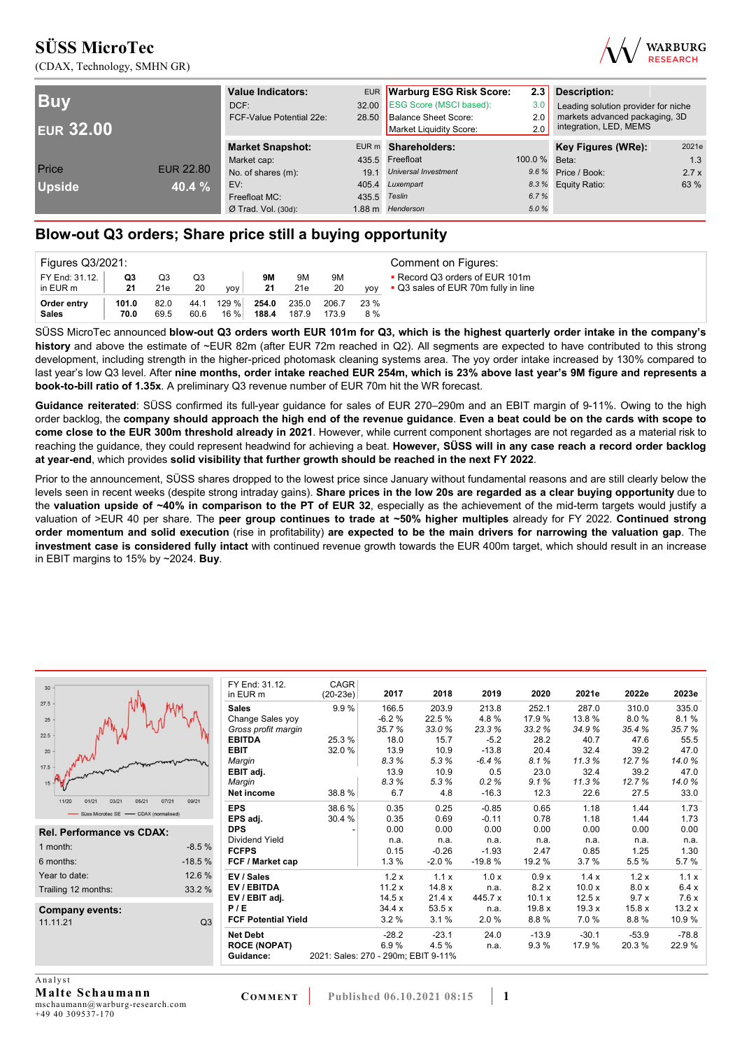# SÜSS MicroTec

(CDAX, Technology, SMHN GR)

| Buy | |
|---|---|
| EUR 32.00 | |
| Price | EUR 22.80 |
| Upside | 40.4 % |

| Value Indicators: | EUR |
|---|---|
| DCF: | 32.00 |
| FCF-Value Potential 22e: | 28.50 |

| Warburg ESG Risk Score: | 2.3 |
|---|---|
| ESG Score (MSCI based): | 3.0 |
| Balance Sheet Score: | 2.0 |
| Market Liquidity Score: | 2.0 |

**Description:**
Leading solution provider for niche markets advanced packaging, 3D integration, LED, MEMS

| Market Snapshot: | EUR m |
|---|---|
| Market cap: | 435.5 |
| No. of shares (m): | 19.1 |
| EV: | 405.4 |
| Freefloat MC: | 435.5 |
| Ø Trad. Vol. (30d): | 1.88 m |

| Shareholders: | |
|---|---|
| Freefloat | 100.0 % |
| *Universal Investment* | *9.6 %* |
| *Luxempart* | *8.3 %* |
| *Teslin* | *6.7 %* |
| *Henderson* | *5.0 %* |

| Key Figures (WRe): | 2021e |
|---|---|
| Beta: | 1.3 |
| Price / Book: | 2.7 x |
| Equity Ratio: | 63 % |

## Blow-out Q3 orders; Share price still a buying opportunity

| Figures Q3/2021: FY End: 31.12. in EUR m | Q3 21 | Q3 21e | Q3 20 | yoy | 9M 21 | 9M 21e | 9M 20 | yoy |
|---|---|---|---|---|---|---|---|---|
| **Order entry** | **101.0** | 82.0 | 44.1 | 129 % | **254.0** | 235.0 | 206.7 | 23 % |
| **Sales** | **70.0** | 69.5 | 60.6 | 16 % | **188.4** | 187.9 | 173.9 | 8 % |

Comment on Figures:
- Record Q3 orders of EUR 101m
- Q3 sales of EUR 70m fully in line

SÜSS MicroTec announced **blow-out Q3 orders worth EUR 101m for Q3, which is the highest quarterly order intake in the company's history** and above the estimate of ~EUR 82m (after EUR 72m reached in Q2). All segments are expected to have contributed to this strong development, including strength in the higher-priced photomask cleaning systems area. The yoy order intake increased by 130% compared to last year's low Q3 level. After **nine months, order intake reached EUR 254m, which is 23% above last year's 9M figure and represents a book-to-bill ratio of 1.35x**. A preliminary Q3 revenue number of EUR 70m hit the WR forecast.

**Guidance reiterated**: SÜSS confirmed its full-year guidance for sales of EUR 270–290m and an EBIT margin of 9-11%. Owing to the high order backlog, the **company should approach the high end of the revenue guidance**. **Even a beat could be on the cards with scope to come close to the EUR 300m threshold already in 2021**. However, while current component shortages are not regarded as a material risk to reaching the guidance, they could represent headwind for achieving a beat. **However, SÜSS will in any case reach a record order backlog at year-end**, which provides **solid visibility that further growth should be reached in the next FY 2022**.

Prior to the announcement, SÜSS shares dropped to the lowest price since January without fundamental reasons and are still clearly below the levels seen in recent weeks (despite strong intraday gains). **Share prices in the low 20s are regarded as a clear buying opportunity** due to the **valuation upside of ~40% in comparison to the PT of EUR 32**, especially as the achievement of the mid-term targets would justify a valuation of >EUR 40 per share. The **peer group continues to trade at ~50% higher multiples** already for FY 2022. **Continued strong order momentum and solid execution** (rise in profitability) **are expected to be the main drivers for narrowing the valuation gap**. The **investment case is considered fully intact** with continued revenue growth towards the EUR 400m target, which should result in an increase in EBIT margins to 15% by ~2024. **Buy**.

| Rel. Performance vs CDAX: | |
|---|---|
| 1 month: | -8.5 % |
| 6 months: | -18.5 % |
| Year to date: | 12.6 % |
| Trailing 12 months: | 33.2 % |

| Company events: | |
|---|---|
| 11.11.21 | Q3 |

| FY End: 31.12. in EUR m | CAGR (20-23e) | 2017 | 2018 | 2019 | 2020 | 2021e | 2022e | 2023e |
|---|---|---|---|---|---|---|---|---|
| **Sales** | 9.9 % | 166.5 | 203.9 | 213.8 | 252.1 | 287.0 | 310.0 | 335.0 |
| Change Sales yoy | | -6.2 % | 22.5 % | 4.8 % | 17.9 % | 13.8 % | 8.0 % | 8.1 % |
| *Gross profit margin* | | *35.7 %* | *33.0 %* | *23.3 %* | *33.2 %* | *34.9 %* | *35.4 %* | *35.7 %* |
| **EBITDA** | 25.3 % | 18.0 | 15.7 | -5.2 | 28.2 | 40.7 | 47.6 | 55.5 |
| **EBIT** | 32.0 % | 13.9 | 10.9 | -13.8 | 20.4 | 32.4 | 39.2 | 47.0 |
| *Margin* | | *8.3 %* | *5.3 %* | *-6.4 %* | *8.1 %* | *11.3 %* | *12.7 %* | *14.0 %* |
| **EBIT adj.** | | 13.9 | 10.9 | 0.5 | 23.0 | 32.4 | 39.2 | 47.0 |
| *Margin* | | *8.3 %* | *5.3 %* | *0.2 %* | *9.1 %* | *11.3 %* | *12.7 %* | *14.0 %* |
| **Net income** | 38.8 % | 6.7 | 4.8 | -16.3 | 12.3 | 22.6 | 27.5 | 33.0 |
| **EPS** | 38.6 % | 0.35 | 0.25 | -0.85 | 0.65 | 1.18 | 1.44 | 1.73 |
| **EPS adj.** | 30.4 % | 0.35 | 0.69 | -0.11 | 0.78 | 1.18 | 1.44 | 1.73 |
| **DPS** | - | 0.00 | 0.00 | 0.00 | 0.00 | 0.00 | 0.00 | 0.00 |
| Dividend Yield | | n.a. | n.a. | n.a. | n.a. | n.a. | n.a. | n.a. |
| **FCFPS** | | 0.15 | -0.26 | -1.93 | 2.47 | 0.85 | 1.25 | 1.30 |
| **FCF / Market cap** | | 1.3 % | -2.0 % | -19.8 % | 19.2 % | 3.7 % | 5.5 % | 5.7 % |
| **EV / Sales** | | 1.2 x | 1.1 x | 1.0 x | 0.9 x | 1.4 x | 1.2 x | 1.1 x |
| **EV / EBITDA** | | 11.2 x | 14.8 x | n.a. | 8.2 x | 10.0 x | 8.0 x | 6.4 x |
| **EV / EBIT adj.** | | 14.5 x | 21.4 x | 445.7 x | 10.1 x | 12.5 x | 9.7 x | 7.6 x |
| **P / E** | | 34.4 x | 53.5 x | n.a. | 19.8 x | 19.3 x | 15.8 x | 13.2 x |
| **FCF Potential Yield** | | 3.2 % | 3.1 % | 2.0 % | 8.8 % | 7.0 % | 8.8 % | 10.9 % |
| **Net Debt** | | -28.2 | -23.1 | 24.0 | -13.9 | -30.1 | -53.9 | -78.8 |
| **ROCE (NOPAT)** | | 6.9 % | 4.5 % | n.a. | 9.3 % | 17.9 % | 20.3 % | 22.9 % |
| **Guidance:** | 2021: Sales: 270 - 290m; EBIT 9-11% | | | | | | | |

Analyst
**Malte Schaumann**
mschaumann@warburg-research.com
+49 40 309537-170

**Comment** Published 06.10.2021 08:15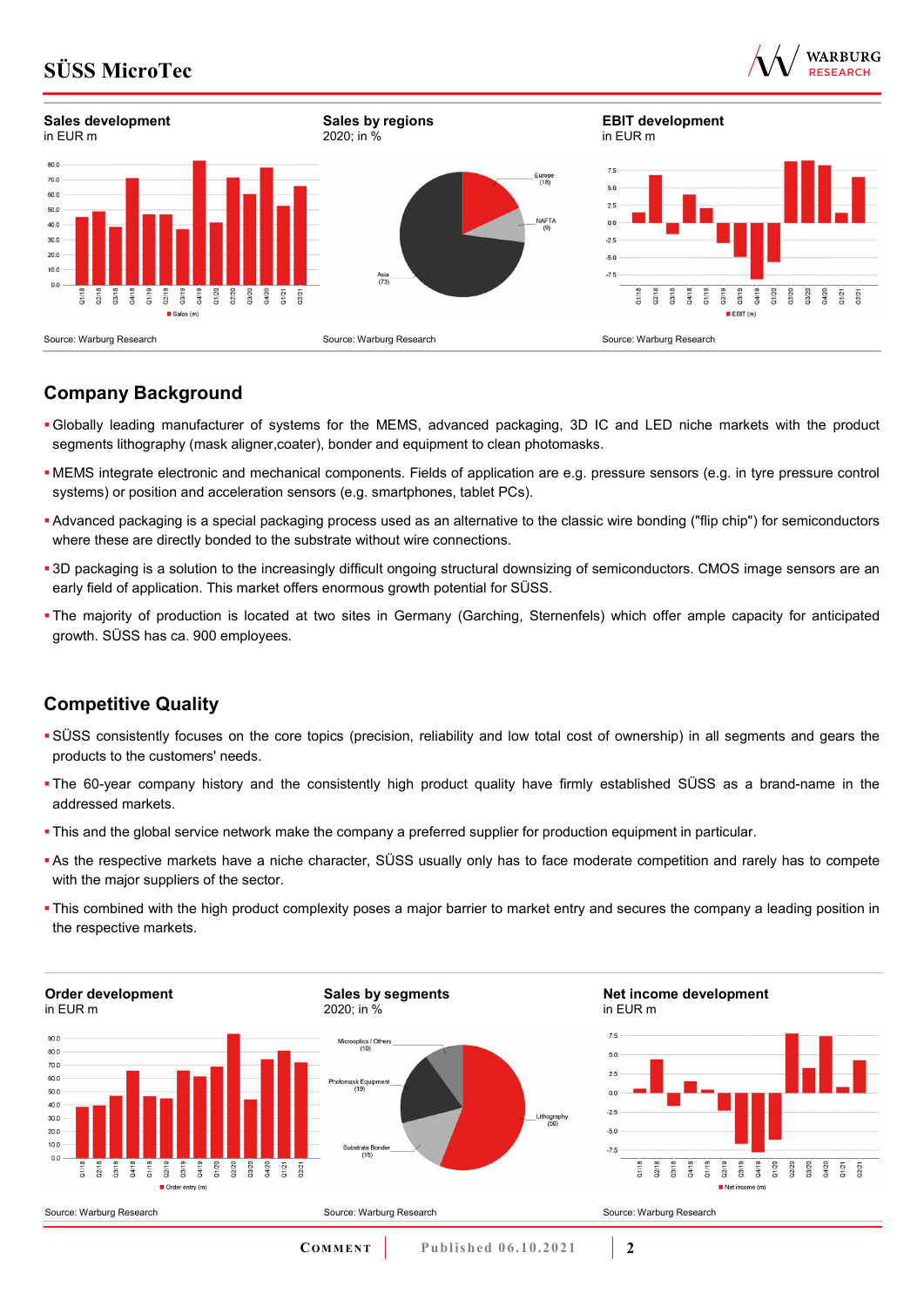**Sales development**
in EUR m

Source: Warburg Research

**Sales by regions**
2020; in %

Source: Warburg Research

**EBIT development**
in EUR m

Source: Warburg Research

## Company Background

- Globally leading manufacturer of systems for the MEMS, advanced packaging, 3D IC and LED niche markets with the product segments lithography (mask aligner,coater), bonder and equipment to clean photomasks.
- MEMS integrate electronic and mechanical components. Fields of application are e.g. pressure sensors (e.g. in tyre pressure control systems) or position and acceleration sensors (e.g. smartphones, tablet PCs).
- Advanced packaging is a special packaging process used as an alternative to the classic wire bonding ("flip chip") for semiconductors where these are directly bonded to the substrate without wire connections.
- 3D packaging is a solution to the increasingly difficult ongoing structural downsizing of semiconductors. CMOS image sensors are an early field of application. This market offers enormous growth potential for SÜSS.
- The majority of production is located at two sites in Germany (Garching, Sternenfels) which offer ample capacity for anticipated growth. SÜSS has ca. 900 employees.

## Competitive Quality

- SÜSS consistently focuses on the core topics (precision, reliability and low total cost of ownership) in all segments and gears the products to the customers' needs.
- The 60-year company history and the consistently high product quality have firmly established SÜSS as a brand-name in the addressed markets.
- This and the global service network make the company a preferred supplier for production equipment in particular.
- As the respective markets have a niche character, SÜSS usually only has to face moderate competition and rarely has to compete with the major suppliers of the sector.
- This combined with the high product complexity poses a major barrier to market entry and secures the company a leading position in the respective markets.

**Order development**
in EUR m

Source: Warburg Research

**Sales by segments**
2020; in %

Source: Warburg Research

**Net income development**
in EUR m

Source: Warburg Research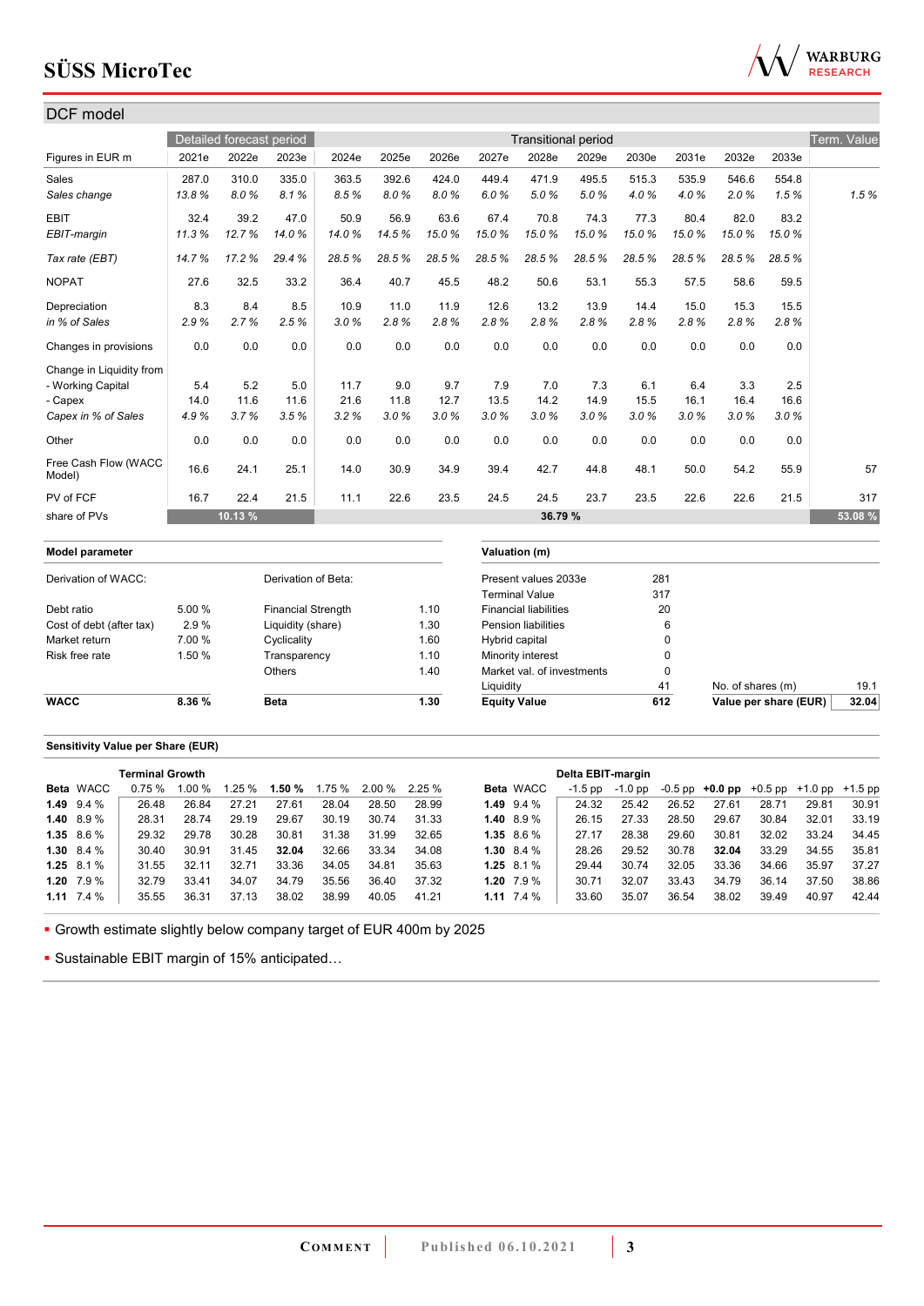## DCF model

| Figures in EUR m | Detailed forecast period | | | Transitional period | | | | | | | | | | Term. Value |
|---|---|---|---|---|---|---|---|---|---|---|---|---|---|---|
| | 2021e | 2022e | 2023e | 2024e | 2025e | 2026e | 2027e | 2028e | 2029e | 2030e | 2031e | 2032e | 2033e | |
| Sales | 287.0 | 310.0 | 335.0 | 363.5 | 392.6 | 424.0 | 449.4 | 471.9 | 495.5 | 515.3 | 535.9 | 546.6 | 554.8 | |
| *Sales change* | *13.8 %* | *8.0 %* | *8.1 %* | *8.5 %* | *8.0 %* | *8.0 %* | *6.0 %* | *5.0 %* | *5.0 %* | *4.0 %* | *4.0 %* | *2.0 %* | *1.5 %* | *1.5 %* |
| EBIT | 32.4 | 39.2 | 47.0 | 50.9 | 56.9 | 63.6 | 67.4 | 70.8 | 74.3 | 77.3 | 80.4 | 82.0 | 83.2 | |
| *EBIT-margin* | *11.3 %* | *12.7 %* | *14.0 %* | *14.0 %* | *14.5 %* | *15.0 %* | *15.0 %* | *15.0 %* | *15.0 %* | *15.0 %* | *15.0 %* | *15.0 %* | *15.0 %* | |
| *Tax rate (EBT)* | *14.7 %* | *17.2 %* | *29.4 %* | *28.5 %* | *28.5 %* | *28.5 %* | *28.5 %* | *28.5 %* | *28.5 %* | *28.5 %* | *28.5 %* | *28.5 %* | *28.5 %* | |
| NOPAT | 27.6 | 32.5 | 33.2 | 36.4 | 40.7 | 45.5 | 48.2 | 50.6 | 53.1 | 55.3 | 57.5 | 58.6 | 59.5 | |
| Depreciation | 8.3 | 8.4 | 8.5 | 10.9 | 11.0 | 11.9 | 12.6 | 13.2 | 13.9 | 14.4 | 15.0 | 15.3 | 15.5 | |
| *in % of Sales* | *2.9 %* | *2.7 %* | *2.5 %* | *3.0 %* | *2.8 %* | *2.8 %* | *2.8 %* | *2.8 %* | *2.8 %* | *2.8 %* | *2.8 %* | *2.8 %* | *2.8 %* | |
| Changes in provisions | 0.0 | 0.0 | 0.0 | 0.0 | 0.0 | 0.0 | 0.0 | 0.0 | 0.0 | 0.0 | 0.0 | 0.0 | 0.0 | |
| Change in Liquidity from | | | | | | | | | | | | | | |
| - Working Capital | 5.4 | 5.2 | 5.0 | 11.7 | 9.0 | 9.7 | 7.9 | 7.0 | 7.3 | 6.1 | 6.4 | 3.3 | 2.5 | |
| - Capex | 14.0 | 11.6 | 11.6 | 21.6 | 11.8 | 12.7 | 13.5 | 14.2 | 14.9 | 15.5 | 16.1 | 16.4 | 16.6 | |
| *Capex in % of Sales* | *4.9 %* | *3.7 %* | *3.5 %* | *3.2 %* | *3.0 %* | *3.0 %* | *3.0 %* | *3.0 %* | *3.0 %* | *3.0 %* | *3.0 %* | *3.0 %* | *3.0 %* | |
| Other | 0.0 | 0.0 | 0.0 | 0.0 | 0.0 | 0.0 | 0.0 | 0.0 | 0.0 | 0.0 | 0.0 | 0.0 | 0.0 | |
| Free Cash Flow (WACC Model) | 16.6 | 24.1 | 25.1 | 14.0 | 30.9 | 34.9 | 39.4 | 42.7 | 44.8 | 48.1 | 50.0 | 54.2 | 55.9 | 57 |
| PV of FCF | 16.7 | 22.4 | 21.5 | 11.1 | 22.6 | 23.5 | 24.5 | 24.5 | 23.7 | 23.5 | 22.6 | 22.6 | 21.5 | 317 |
| share of PVs | 10.13 % | | | 36.79 % | | | | | | | | | | 53.08 % |

| Model parameter | | | |
|---|---|---|---|
| Derivation of WACC: | | Derivation of Beta: | |
| Debt ratio | 5.00 % | Financial Strength | 1.10 |
| Cost of debt (after tax) | 2.9 % | Liquidity (share) | 1.30 |
| Market return | 7.00 % | Cyclicality | 1.60 |
| Risk free rate | 1.50 % | Transparency | 1.10 |
| | | Others | 1.40 |
| **WACC** | **8.36 %** | **Beta** | **1.30** |

| Valuation (m) | | | |
|---|---|---|---|
| Present values 2033e | 281 | | |
| Terminal Value | 317 | | |
| Financial liabilities | 20 | | |
| Pension liabilities | 6 | | |
| Hybrid capital | 0 | | |
| Minority interest | 0 | | |
| Market val. of investments | 0 | | |
| Liquidity | 41 | No. of shares (m) | 19.1 |
| **Equity Value** | **612** | **Value per share (EUR)** | **32.04** |

**Sensitivity Value per Share (EUR)**

| Beta | WACC | Terminal Growth 0.75 % | 1.00 % | 1.25 % | **1.50 %** | 1.75 % | 2.00 % | 2.25 % |
|---|---|---|---|---|---|---|---|---|
| **1.49** | 9.4 % | 26.48 | 26.84 | 27.21 | 27.61 | 28.04 | 28.50 | 28.99 |
| **1.40** | 8.9 % | 28.31 | 28.74 | 29.19 | 29.67 | 30.19 | 30.74 | 31.33 |
| **1.35** | 8.6 % | 29.32 | 29.78 | 30.28 | 30.81 | 31.38 | 31.99 | 32.65 |
| **1.30** | 8.4 % | 30.40 | 30.91 | 31.45 | **32.04** | 32.66 | 33.34 | 34.08 |
| **1.25** | 8.1 % | 31.55 | 32.11 | 32.71 | 33.36 | 34.05 | 34.81 | 35.63 |
| **1.20** | 7.9 % | 32.79 | 33.41 | 34.07 | 34.79 | 35.56 | 36.40 | 37.32 |
| **1.11** | 7.4 % | 35.55 | 36.31 | 37.13 | 38.02 | 38.99 | 40.05 | 41.21 |

| Beta | WACC | Delta EBIT-margin -1.5 pp | -1.0 pp | -0.5 pp | **+0.0 pp** | +0.5 pp | +1.0 pp | +1.5 pp |
|---|---|---|---|---|---|---|---|---|
| **1.49** | 9.4 % | 24.32 | 25.42 | 26.52 | 27.61 | 28.71 | 29.81 | 30.91 |
| **1.40** | 8.9 % | 26.15 | 27.33 | 28.50 | 29.67 | 30.84 | 32.01 | 33.19 |
| **1.35** | 8.6 % | 27.17 | 28.38 | 29.60 | 30.81 | 32.02 | 33.24 | 34.45 |
| **1.30** | 8.4 % | 28.26 | 29.52 | 30.78 | **32.04** | 33.29 | 34.55 | 35.81 |
| **1.25** | 8.1 % | 29.44 | 30.74 | 32.05 | 33.36 | 34.66 | 35.97 | 37.27 |
| **1.20** | 7.9 % | 30.71 | 32.07 | 33.43 | 34.79 | 36.14 | 37.50 | 38.86 |
| **1.11** | 7.4 % | 33.60 | 35.07 | 36.54 | 38.02 | 39.49 | 40.97 | 42.44 |

- Growth estimate slightly below company target of EUR 400m by 2025
- Sustainable EBIT margin of 15% anticipated…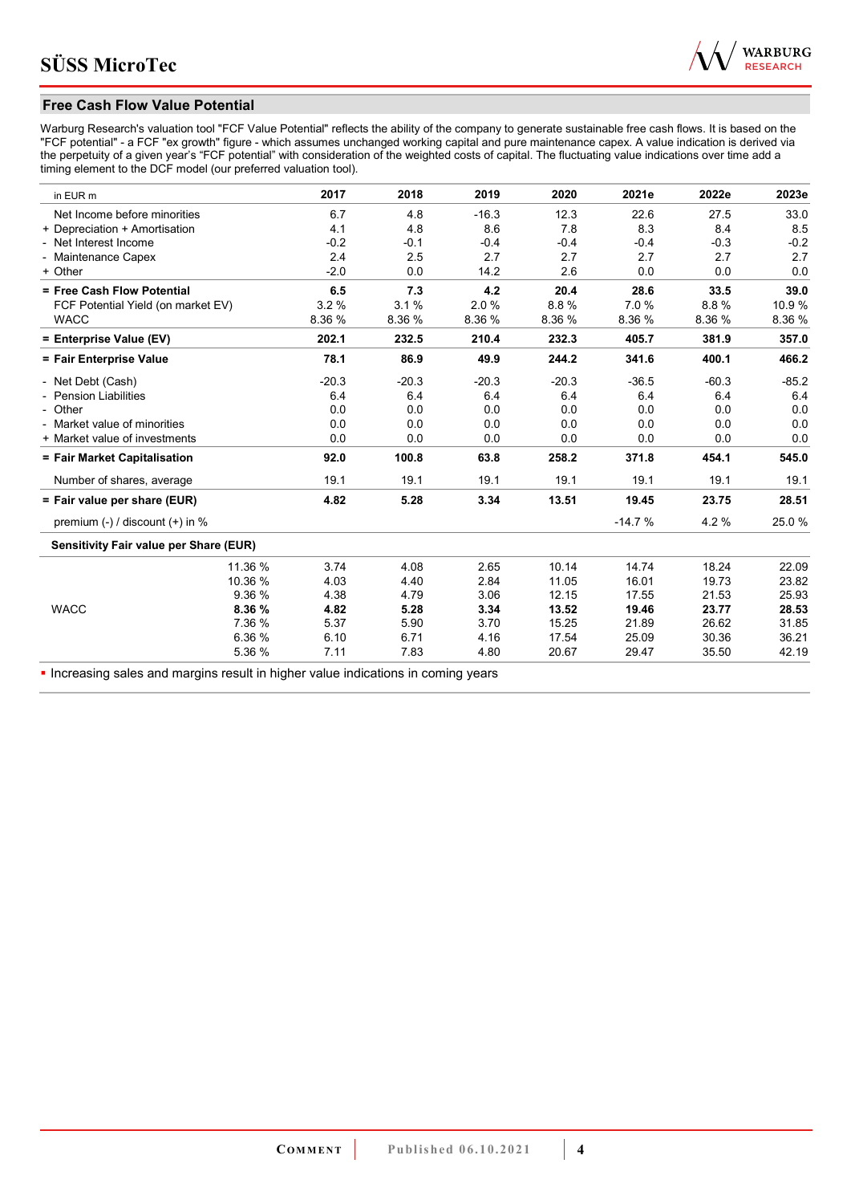## Free Cash Flow Value Potential

Warburg Research's valuation tool "FCF Value Potential" reflects the ability of the company to generate sustainable free cash flows. It is based on the "FCF potential" - a FCF "ex growth" figure - which assumes unchanged working capital and pure maintenance capex. A value indication is derived via the perpetuity of a given year's "FCF potential" with consideration of the weighted costs of capital. The fluctuating value indications over time add a timing element to the DCF model (our preferred valuation tool).

| in EUR m | | 2017 | 2018 | 2019 | 2020 | 2021e | 2022e | 2023e |
|---|---|---|---|---|---|---|---|---|
| Net Income before minorities | | 6.7 | 4.8 | -16.3 | 12.3 | 22.6 | 27.5 | 33.0 |
| + Depreciation + Amortisation | | 4.1 | 4.8 | 8.6 | 7.8 | 8.3 | 8.4 | 8.5 |
| - Net Interest Income | | -0.2 | -0.1 | -0.4 | -0.4 | -0.4 | -0.3 | -0.2 |
| - Maintenance Capex | | 2.4 | 2.5 | 2.7 | 2.7 | 2.7 | 2.7 | 2.7 |
| + Other | | -2.0 | 0.0 | 14.2 | 2.6 | 0.0 | 0.0 | 0.0 |
| **= Free Cash Flow Potential** | | **6.5** | **7.3** | **4.2** | **20.4** | **28.6** | **33.5** | **39.0** |
| FCF Potential Yield (on market EV) | | 3.2 % | 3.1 % | 2.0 % | 8.8 % | 7.0 % | 8.8 % | 10.9 % |
| WACC | | 8.36 % | 8.36 % | 8.36 % | 8.36 % | 8.36 % | 8.36 % | 8.36 % |
| **= Enterprise Value (EV)** | | **202.1** | **232.5** | **210.4** | **232.3** | **405.7** | **381.9** | **357.0** |
| **= Fair Enterprise Value** | | **78.1** | **86.9** | **49.9** | **244.2** | **341.6** | **400.1** | **466.2** |
| - Net Debt (Cash) | | -20.3 | -20.3 | -20.3 | -20.3 | -36.5 | -60.3 | -85.2 |
| - Pension Liabilities | | 6.4 | 6.4 | 6.4 | 6.4 | 6.4 | 6.4 | 6.4 |
| - Other | | 0.0 | 0.0 | 0.0 | 0.0 | 0.0 | 0.0 | 0.0 |
| - Market value of minorities | | 0.0 | 0.0 | 0.0 | 0.0 | 0.0 | 0.0 | 0.0 |
| + Market value of investments | | 0.0 | 0.0 | 0.0 | 0.0 | 0.0 | 0.0 | 0.0 |
| **= Fair Market Capitalisation** | | **92.0** | **100.8** | **63.8** | **258.2** | **371.8** | **454.1** | **545.0** |
| Number of shares, average | | 19.1 | 19.1 | 19.1 | 19.1 | 19.1 | 19.1 | 19.1 |
| **= Fair value per share (EUR)** | | **4.82** | **5.28** | **3.34** | **13.51** | **19.45** | **23.75** | **28.51** |
| premium (-) / discount (+) in % | | | | | | -14.7 % | 4.2 % | 25.0 % |
| **Sensitivity Fair value per Share (EUR)** | | | | | | | | |
| | 11.36 % | 3.74 | 4.08 | 2.65 | 10.14 | 14.74 | 18.24 | 22.09 |
| | 10.36 % | 4.03 | 4.40 | 2.84 | 11.05 | 16.01 | 19.73 | 23.82 |
| | 9.36 % | 4.38 | 4.79 | 3.06 | 12.15 | 17.55 | 21.53 | 25.93 |
| WACC | **8.36 %** | **4.82** | **5.28** | **3.34** | **13.52** | **19.46** | **23.77** | **28.53** |
| | 7.36 % | 5.37 | 5.90 | 3.70 | 15.25 | 21.89 | 26.62 | 31.85 |
| | 6.36 % | 6.10 | 6.71 | 4.16 | 17.54 | 25.09 | 30.36 | 36.21 |
| | 5.36 % | 7.11 | 7.83 | 4.80 | 20.67 | 29.47 | 35.50 | 42.19 |

- Increasing sales and margins result in higher value indications in coming years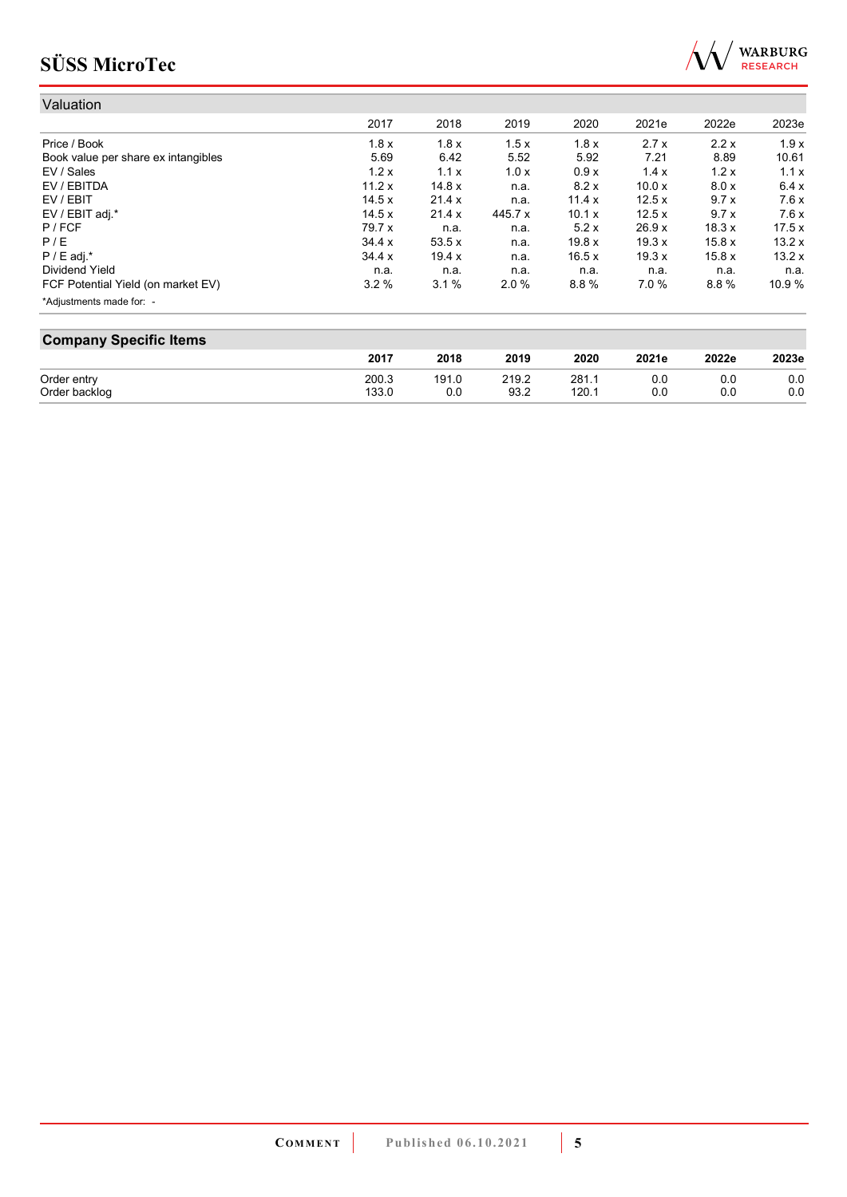## Valuation

| | 2017 | 2018 | 2019 | 2020 | 2021e | 2022e | 2023e |
|---|---|---|---|---|---|---|---|
| Price / Book | 1.8 x | 1.8 x | 1.5 x | 1.8 x | 2.7 x | 2.2 x | 1.9 x |
| Book value per share ex intangibles | 5.69 | 6.42 | 5.52 | 5.92 | 7.21 | 8.89 | 10.61 |
| EV / Sales | 1.2 x | 1.1 x | 1.0 x | 0.9 x | 1.4 x | 1.2 x | 1.1 x |
| EV / EBITDA | 11.2 x | 14.8 x | n.a. | 8.2 x | 10.0 x | 8.0 x | 6.4 x |
| EV / EBIT | 14.5 x | 21.4 x | n.a. | 11.4 x | 12.5 x | 9.7 x | 7.6 x |
| EV / EBIT adj.* | 14.5 x | 21.4 x | 445.7 x | 10.1 x | 12.5 x | 9.7 x | 7.6 x |
| P / FCF | 79.7 x | n.a. | n.a. | 5.2 x | 26.9 x | 18.3 x | 17.5 x |
| P / E | 34.4 x | 53.5 x | n.a. | 19.8 x | 19.3 x | 15.8 x | 13.2 x |
| P / E adj.* | 34.4 x | 19.4 x | n.a. | 16.5 x | 19.3 x | 15.8 x | 13.2 x |
| Dividend Yield | n.a. | n.a. | n.a. | n.a. | n.a. | n.a. | n.a. |
| FCF Potential Yield (on market EV) | 3.2 % | 3.1 % | 2.0 % | 8.8 % | 7.0 % | 8.8 % | 10.9 % |

*Adjustments made for: -

## Company Specific Items

| | 2017 | 2018 | 2019 | 2020 | 2021e | 2022e | 2023e |
|---|---|---|---|---|---|---|---|
| Order entry | 200.3 | 191.0 | 219.2 | 281.1 | 0.0 | 0.0 | 0.0 |
| Order backlog | 133.0 | 0.0 | 93.2 | 120.1 | 0.0 | 0.0 | 0.0 |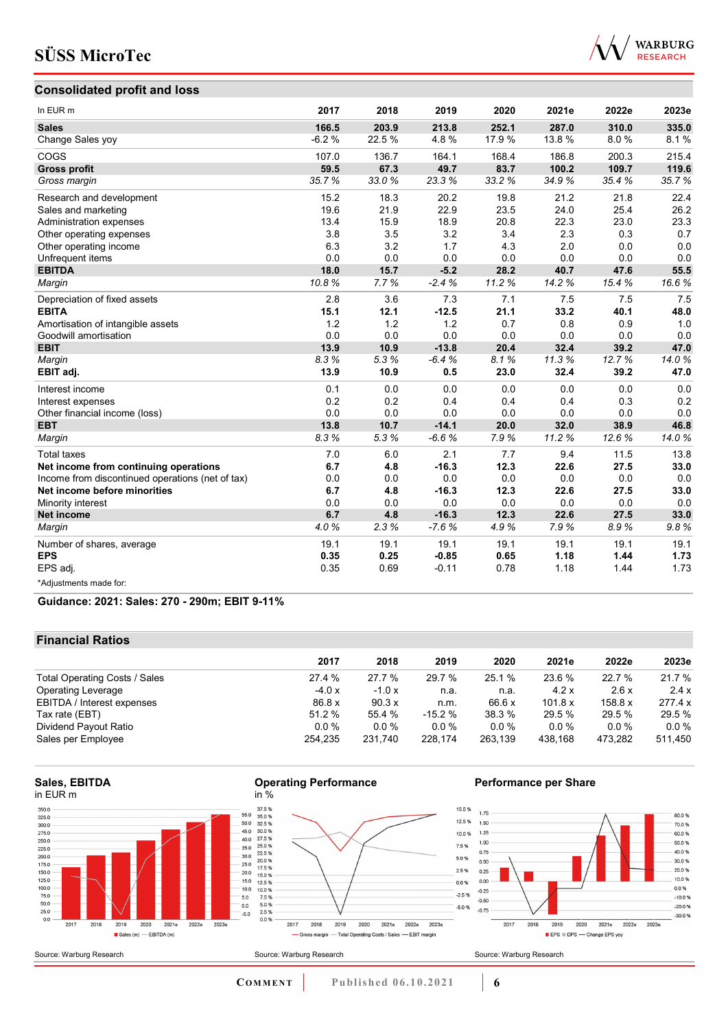## Consolidated profit and loss

| In EUR m | 2017 | 2018 | 2019 | 2020 | 2021e | 2022e | 2023e |
|---|---|---|---|---|---|---|---|
| **Sales** | **166.5** | **203.9** | **213.8** | **252.1** | **287.0** | **310.0** | **335.0** |
| Change Sales yoy | -6.2 % | 22.5 % | 4.8 % | 17.9 % | 13.8 % | 8.0 % | 8.1 % |
| COGS | 107.0 | 136.7 | 164.1 | 168.4 | 186.8 | 200.3 | 215.4 |
| **Gross profit** | **59.5** | **67.3** | **49.7** | **83.7** | **100.2** | **109.7** | **119.6** |
| *Gross margin* | *35.7 %* | *33.0 %* | *23.3 %* | *33.2 %* | *34.9 %* | *35.4 %* | *35.7 %* |
| Research and development | 15.2 | 18.3 | 20.2 | 19.8 | 21.2 | 21.8 | 22.4 |
| Sales and marketing | 19.6 | 21.9 | 22.9 | 23.5 | 24.0 | 25.4 | 26.2 |
| Administration expenses | 13.4 | 15.9 | 18.9 | 20.8 | 22.3 | 23.0 | 23.3 |
| Other operating expenses | 3.8 | 3.5 | 3.2 | 3.4 | 2.3 | 0.3 | 0.7 |
| Other operating income | 6.3 | 3.2 | 1.7 | 4.3 | 2.0 | 0.0 | 0.0 |
| Unfrequent items | 0.0 | 0.0 | 0.0 | 0.0 | 0.0 | 0.0 | 0.0 |
| **EBITDA** | **18.0** | **15.7** | **-5.2** | **28.2** | **40.7** | **47.6** | **55.5** |
| *Margin* | *10.8 %* | *7.7 %* | *-2.4 %* | *11.2 %* | *14.2 %* | *15.4 %* | *16.6 %* |
| Depreciation of fixed assets | 2.8 | 3.6 | 7.3 | 7.1 | 7.5 | 7.5 | 7.5 |
| **EBITA** | **15.1** | **12.1** | **-12.5** | **21.1** | **33.2** | **40.1** | **48.0** |
| Amortisation of intangible assets | 1.2 | 1.2 | 1.2 | 0.7 | 0.8 | 0.9 | 1.0 |
| Goodwill amortisation | 0.0 | 0.0 | 0.0 | 0.0 | 0.0 | 0.0 | 0.0 |
| **EBIT** | **13.9** | **10.9** | **-13.8** | **20.4** | **32.4** | **39.2** | **47.0** |
| *Margin* | *8.3 %* | *5.3 %* | *-6.4 %* | *8.1 %* | *11.3 %* | *12.7 %* | *14.0 %* |
| **EBIT adj.** | **13.9** | **10.9** | **0.5** | **23.0** | **32.4** | **39.2** | **47.0** |
| Interest income | 0.1 | 0.0 | 0.0 | 0.0 | 0.0 | 0.0 | 0.0 |
| Interest expenses | 0.2 | 0.2 | 0.4 | 0.4 | 0.4 | 0.3 | 0.2 |
| Other financial income (loss) | 0.0 | 0.0 | 0.0 | 0.0 | 0.0 | 0.0 | 0.0 |
| **EBT** | **13.8** | **10.7** | **-14.1** | **20.0** | **32.0** | **38.9** | **46.8** |
| *Margin* | *8.3 %* | *5.3 %* | *-6.6 %* | *7.9 %* | *11.2 %* | *12.6 %* | *14.0 %* |
| Total taxes | 7.0 | 6.0 | 2.1 | 7.7 | 9.4 | 11.5 | 13.8 |
| **Net income from continuing operations** | **6.7** | **4.8** | **-16.3** | **12.3** | **22.6** | **27.5** | **33.0** |
| Income from discontinued operations (net of tax) | 0.0 | 0.0 | 0.0 | 0.0 | 0.0 | 0.0 | 0.0 |
| **Net income before minorities** | **6.7** | **4.8** | **-16.3** | **12.3** | **22.6** | **27.5** | **33.0** |
| Minority interest | 0.0 | 0.0 | 0.0 | 0.0 | 0.0 | 0.0 | 0.0 |
| **Net income** | **6.7** | **4.8** | **-16.3** | **12.3** | **22.6** | **27.5** | **33.0** |
| *Margin* | *4.0 %* | *2.3 %* | *-7.6 %* | *4.9 %* | *7.9 %* | *8.9 %* | *9.8 %* |
| Number of shares, average | 19.1 | 19.1 | 19.1 | 19.1 | 19.1 | 19.1 | 19.1 |
| **EPS** | **0.35** | **0.25** | **-0.85** | **0.65** | **1.18** | **1.44** | **1.73** |
| EPS adj. | 0.35 | 0.69 | -0.11 | 0.78 | 1.18 | 1.44 | 1.73 |

*Adjustments made for:

**Guidance: 2021: Sales: 270 - 290m; EBIT 9-11%**

## Financial Ratios

| | 2017 | 2018 | 2019 | 2020 | 2021e | 2022e | 2023e |
|---|---|---|---|---|---|---|---|
| Total Operating Costs / Sales | 27.4 % | 27.7 % | 29.7 % | 25.1 % | 23.6 % | 22.7 % | 21.7 % |
| Operating Leverage | -4.0 x | -1.0 x | n.a. | n.a. | 4.2 x | 2.6 x | 2.4 x |
| EBITDA / Interest expenses | 86.8 x | 90.3 x | n.m. | 66.6 x | 101.8 x | 158.8 x | 277.4 x |
| Tax rate (EBT) | 51.2 % | 55.4 % | -15.2 % | 38.3 % | 29.5 % | 29.5 % | 29.5 % |
| Dividend Payout Ratio | 0.0 % | 0.0 % | 0.0 % | 0.0 % | 0.0 % | 0.0 % | 0.0 % |
| Sales per Employee | 254,235 | 231,740 | 228,174 | 263,139 | 438,168 | 473,282 | 511,450 |

**Sales, EBITDA**
in EUR m

Source: Warburg Research

**Operating Performance**
in %

Source: Warburg Research

**Performance per Share**

Source: Warburg Research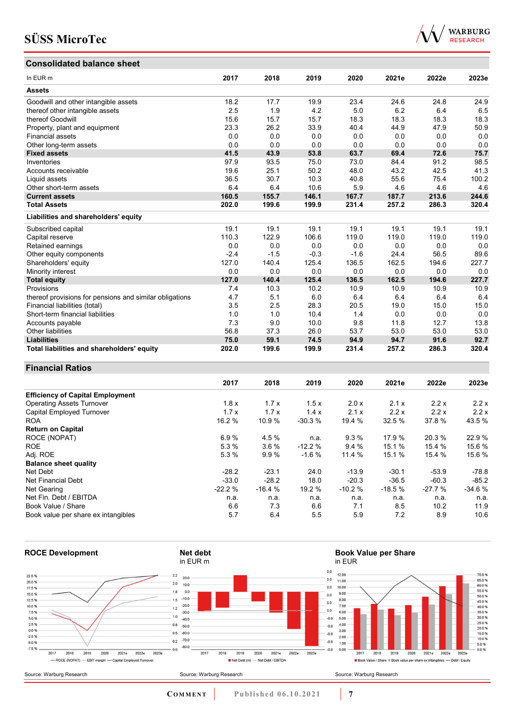## Consolidated balance sheet

| In EUR m | 2017 | 2018 | 2019 | 2020 | 2021e | 2022e | 2023e |
|---|---|---|---|---|---|---|---|
| **Assets** | | | | | | | |
| Goodwill and other intangible assets | 18.2 | 17.7 | 19.9 | 23.4 | 24.6 | 24.8 | 24.9 |
| thereof other intangible assets | 2.5 | 1.9 | 4.2 | 5.0 | 6.2 | 6.4 | 6.5 |
| thereof Goodwill | 15.6 | 15.7 | 15.7 | 18.3 | 18.3 | 18.3 | 18.3 |
| Property, plant and equipment | 23.3 | 26.2 | 33.9 | 40.4 | 44.9 | 47.9 | 50.9 |
| Financial assets | 0.0 | 0.0 | 0.0 | 0.0 | 0.0 | 0.0 | 0.0 |
| Other long-term assets | 0.0 | 0.0 | 0.0 | 0.0 | 0.0 | 0.0 | 0.0 |
| **Fixed assets** | **41.5** | **43.9** | **53.8** | **63.7** | **69.4** | **72.6** | **75.7** |
| Inventories | 97.9 | 93.5 | 75.0 | 73.0 | 84.4 | 91.2 | 98.5 |
| Accounts receivable | 19.6 | 25.1 | 50.2 | 48.0 | 43.2 | 42.5 | 41.3 |
| Liquid assets | 36.5 | 30.7 | 10.3 | 40.8 | 55.6 | 75.4 | 100.2 |
| Other short-term assets | 6.4 | 6.4 | 10.6 | 5.9 | 4.6 | 4.6 | 4.6 |
| **Current assets** | **160.5** | **155.7** | **146.1** | **167.7** | **187.7** | **213.6** | **244.6** |
| **Total Assets** | **202.0** | **199.6** | **199.9** | **231.4** | **257.2** | **286.3** | **320.4** |
| **Liabilities and shareholders' equity** | | | | | | | |
| Subscribed capital | 19.1 | 19.1 | 19.1 | 19.1 | 19.1 | 19.1 | 19.1 |
| Capital reserve | 110.3 | 122.9 | 106.6 | 119.0 | 119.0 | 119.0 | 119.0 |
| Retained earnings | 0.0 | 0.0 | 0.0 | 0.0 | 0.0 | 0.0 | 0.0 |
| Other equity components | -2.4 | -1.5 | -0.3 | -1.6 | 24.4 | 56.5 | 89.6 |
| Shareholders' equity | 127.0 | 140.4 | 125.4 | 136.5 | 162.5 | 194.6 | 227.7 |
| Minority interest | 0.0 | 0.0 | 0.0 | 0.0 | 0.0 | 0.0 | 0.0 |
| **Total equity** | **127.0** | **140.4** | **125.4** | **136.5** | **162.5** | **194.6** | **227.7** |
| Provisions | 7.4 | 10.3 | 10.2 | 10.9 | 10.9 | 10.9 | 10.9 |
| thereof provisions for pensions and similar obligations | 4.7 | 5.1 | 6.0 | 6.4 | 6.4 | 6.4 | 6.4 |
| Financial liabilities (total) | 3.5 | 2.5 | 28.3 | 20.5 | 19.0 | 15.0 | 15.0 |
| Short-term financial liabilities | 1.0 | 1.0 | 10.4 | 1.4 | 0.0 | 0.0 | 0.0 |
| Accounts payable | 7.3 | 9.0 | 10.0 | 9.8 | 11.8 | 12.7 | 13.8 |
| Other liabilities | 56.8 | 37.3 | 26.0 | 53.7 | 53.0 | 53.0 | 53.0 |
| **Liabilities** | **75.0** | **59.1** | **74.5** | **94.9** | **94.7** | **91.6** | **92.7** |
| **Total liabilities and shareholders' equity** | **202.0** | **199.6** | **199.9** | **231.4** | **257.2** | **286.3** | **320.4** |

## Financial Ratios

| | 2017 | 2018 | 2019 | 2020 | 2021e | 2022e | 2023e |
|---|---|---|---|---|---|---|---|
| **Efficiency of Capital Employment** | | | | | | | |
| Operating Assets Turnover | 1.8 x | 1.7 x | 1.5 x | 2.0 x | 2.1 x | 2.2 x | 2.2 x |
| Capital Employed Turnover | 1.7 x | 1.7 x | 1.4 x | 2.1 x | 2.2 x | 2.2 x | 2.2 x |
| ROA | 16.2 % | 10.9 % | -30.3 % | 19.4 % | 32.5 % | 37.8 % | 43.5 % |
| **Return on Capital** | | | | | | | |
| ROCE (NOPAT) | 6.9 % | 4.5 % | n.a. | 9.3 % | 17.9 % | 20.3 % | 22.9 % |
| ROE | 5.3 % | 3.6 % | -12.2 % | 9.4 % | 15.1 % | 15.4 % | 15.6 % |
| Adj. ROE | 5.3 % | 9.9 % | -1.6 % | 11.4 % | 15.1 % | 15.4 % | 15.6 % |
| **Balance sheet quality** | | | | | | | |
| Net Debt | -28.2 | -23.1 | 24.0 | -13.9 | -30.1 | -53.9 | -78.8 |
| Net Financial Debt | -33.0 | -28.2 | 18.0 | -20.3 | -36.5 | -60.3 | -85.2 |
| Net Gearing | -22.2 % | -16.4 % | 19.2 % | -10.2 % | -18.5 % | -27.7 % | -34.6 % |
| Net Fin. Debt / EBITDA | n.a. | n.a. | n.a. | n.a. | n.a. | n.a. | n.a. |
| Book Value / Share | 6.6 | 7.3 | 6.6 | 7.1 | 8.5 | 10.2 | 11.9 |
| Book value per share ex intangibles | 5.7 | 6.4 | 5.5 | 5.9 | 7.2 | 8.9 | 10.6 |

### ROCE Development

Source: Warburg Research

### Net debt
in EUR m

Source: Warburg Research

### Book Value per Share
in EUR

Source: Warburg Research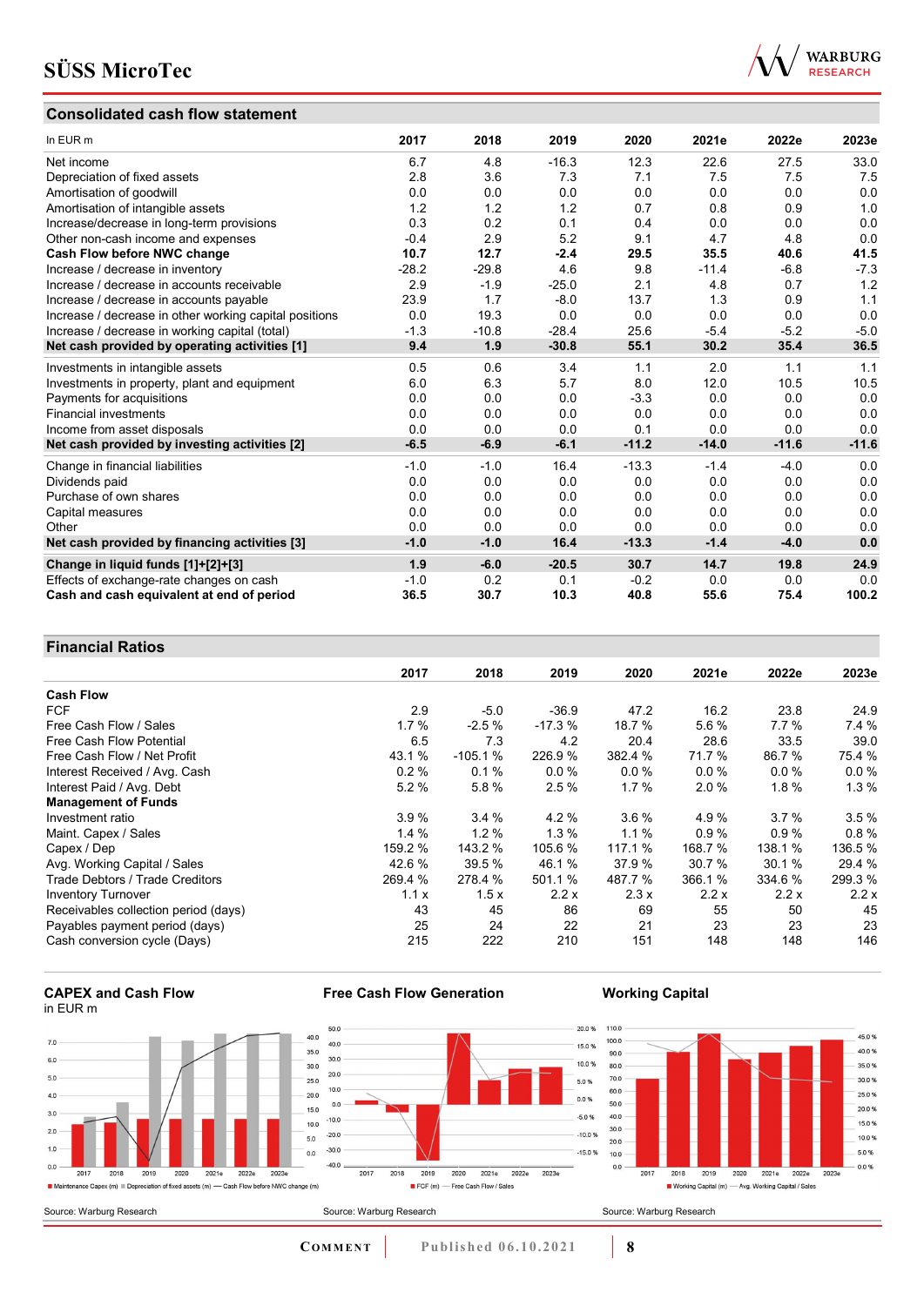## Consolidated cash flow statement

| In EUR m | 2017 | 2018 | 2019 | 2020 | 2021e | 2022e | 2023e |
|---|---|---|---|---|---|---|---|
| Net income | 6.7 | 4.8 | -16.3 | 12.3 | 22.6 | 27.5 | 33.0 |
| Depreciation of fixed assets | 2.8 | 3.6 | 7.3 | 7.1 | 7.5 | 7.5 | 7.5 |
| Amortisation of goodwill | 0.0 | 0.0 | 0.0 | 0.0 | 0.0 | 0.0 | 0.0 |
| Amortisation of intangible assets | 1.2 | 1.2 | 1.2 | 0.7 | 0.8 | 0.9 | 1.0 |
| Increase/decrease in long-term provisions | 0.3 | 0.2 | 0.1 | 0.4 | 0.0 | 0.0 | 0.0 |
| Other non-cash income and expenses | -0.4 | 2.9 | 5.2 | 9.1 | 4.7 | 4.8 | 0.0 |
| **Cash Flow before NWC change** | **10.7** | **12.7** | **-2.4** | **29.5** | **35.5** | **40.6** | **41.5** |
| Increase / decrease in inventory | -28.2 | -29.8 | 4.6 | 9.8 | -11.4 | -6.8 | -7.3 |
| Increase / decrease in accounts receivable | 2.9 | -1.9 | -25.0 | 2.1 | 4.8 | 0.7 | 1.2 |
| Increase / decrease in accounts payable | 23.9 | 1.7 | -8.0 | 13.7 | 1.3 | 0.9 | 1.1 |
| Increase / decrease in other working capital positions | 0.0 | 19.3 | 0.0 | 0.0 | 0.0 | 0.0 | 0.0 |
| Increase / decrease in working capital (total) | -1.3 | -10.8 | -28.4 | 25.6 | -5.4 | -5.2 | -5.0 |
| **Net cash provided by operating activities [1]** | **9.4** | **1.9** | **-30.8** | **55.1** | **30.2** | **35.4** | **36.5** |
| Investments in intangible assets | 0.5 | 0.6 | 3.4 | 1.1 | 2.0 | 1.1 | 1.1 |
| Investments in property, plant and equipment | 6.0 | 6.3 | 5.7 | 8.0 | 12.0 | 10.5 | 10.5 |
| Payments for acquisitions | 0.0 | 0.0 | 0.0 | -3.3 | 0.0 | 0.0 | 0.0 |
| Financial investments | 0.0 | 0.0 | 0.0 | 0.0 | 0.0 | 0.0 | 0.0 |
| Income from asset disposals | 0.0 | 0.0 | 0.0 | 0.1 | 0.0 | 0.0 | 0.0 |
| **Net cash provided by investing activities [2]** | **-6.5** | **-6.9** | **-6.1** | **-11.2** | **-14.0** | **-11.6** | **-11.6** |
| Change in financial liabilities | -1.0 | -1.0 | 16.4 | -13.3 | -1.4 | -4.0 | 0.0 |
| Dividends paid | 0.0 | 0.0 | 0.0 | 0.0 | 0.0 | 0.0 | 0.0 |
| Purchase of own shares | 0.0 | 0.0 | 0.0 | 0.0 | 0.0 | 0.0 | 0.0 |
| Capital measures | 0.0 | 0.0 | 0.0 | 0.0 | 0.0 | 0.0 | 0.0 |
| Other | 0.0 | 0.0 | 0.0 | 0.0 | 0.0 | 0.0 | 0.0 |
| **Net cash provided by financing activities [3]** | **-1.0** | **-1.0** | **16.4** | **-13.3** | **-1.4** | **-4.0** | **0.0** |
| **Change in liquid funds [1]+[2]+[3]** | **1.9** | **-6.0** | **-20.5** | **30.7** | **14.7** | **19.8** | **24.9** |
| Effects of exchange-rate changes on cash | -1.0 | 0.2 | 0.1 | -0.2 | 0.0 | 0.0 | 0.0 |
| **Cash and cash equivalent at end of period** | **36.5** | **30.7** | **10.3** | **40.8** | **55.6** | **75.4** | **100.2** |

## Financial Ratios

| | 2017 | 2018 | 2019 | 2020 | 2021e | 2022e | 2023e |
|---|---|---|---|---|---|---|---|
| **Cash Flow** | | | | | | | |
| FCF | 2.9 | -5.0 | -36.9 | 47.2 | 16.2 | 23.8 | 24.9 |
| Free Cash Flow / Sales | 1.7 % | -2.5 % | -17.3 % | 18.7 % | 5.6 % | 7.7 % | 7.4 % |
| Free Cash Flow Potential | 6.5 | 7.3 | 4.2 | 20.4 | 28.6 | 33.5 | 39.0 |
| Free Cash Flow / Net Profit | 43.1 % | -105.1 % | 226.9 % | 382.4 % | 71.7 % | 86.7 % | 75.4 % |
| Interest Received / Avg. Cash | 0.2 % | 0.1 % | 0.0 % | 0.0 % | 0.0 % | 0.0 % | 0.0 % |
| Interest Paid / Avg. Debt | 5.2 % | 5.8 % | 2.5 % | 1.7 % | 2.0 % | 1.8 % | 1.3 % |
| **Management of Funds** | | | | | | | |
| Investment ratio | 3.9 % | 3.4 % | 4.2 % | 3.6 % | 4.9 % | 3.7 % | 3.5 % |
| Maint. Capex / Sales | 1.4 % | 1.2 % | 1.3 % | 1.1 % | 0.9 % | 0.9 % | 0.8 % |
| Capex / Dep | 159.2 % | 143.2 % | 105.6 % | 117.1 % | 168.7 % | 138.1 % | 136.5 % |
| Avg. Working Capital / Sales | 42.6 % | 39.5 % | 46.1 % | 37.9 % | 30.7 % | 30.1 % | 29.4 % |
| Trade Debtors / Trade Creditors | 269.4 % | 278.4 % | 501.1 % | 487.7 % | 366.1 % | 334.6 % | 299.3 % |
| Inventory Turnover | 1.1 x | 1.5 x | 2.2 x | 2.3 x | 2.2 x | 2.2 x | 2.2 x |
| Receivables collection period (days) | 43 | 45 | 86 | 69 | 55 | 50 | 45 |
| Payables payment period (days) | 25 | 24 | 22 | 21 | 23 | 23 | 23 |
| Cash conversion cycle (Days) | 215 | 222 | 210 | 151 | 148 | 148 | 146 |

### CAPEX and Cash Flow

in EUR m

Source: Warburg Research

### Free Cash Flow Generation

Source: Warburg Research

### Working Capital

Source: Warburg Research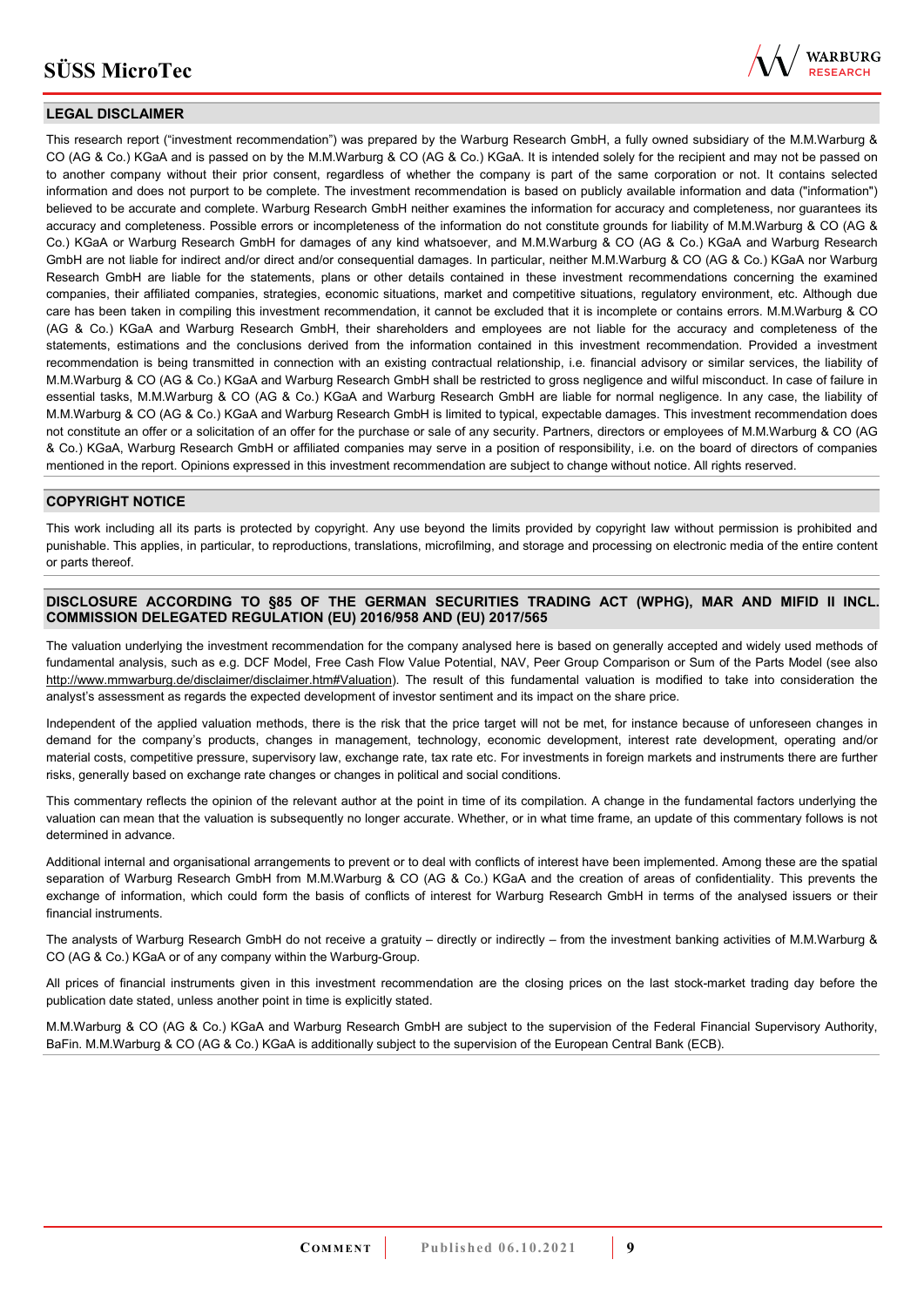## LEGAL DISCLAIMER

This research report ("investment recommendation") was prepared by the Warburg Research GmbH, a fully owned subsidiary of the M.M.Warburg & CO (AG & Co.) KGaA and is passed on by the M.M.Warburg & CO (AG & Co.) KGaA. It is intended solely for the recipient and may not be passed on to another company without their prior consent, regardless of whether the company is part of the same corporation or not. It contains selected information and does not purport to be complete. The investment recommendation is based on publicly available information and data ("information") believed to be accurate and complete. Warburg Research GmbH neither examines the information for accuracy and completeness, nor guarantees its accuracy and completeness. Possible errors or incompleteness of the information do not constitute grounds for liability of M.M.Warburg & CO (AG & Co.) KGaA or Warburg Research GmbH for damages of any kind whatsoever, and M.M.Warburg & CO (AG & Co.) KGaA and Warburg Research GmbH are not liable for indirect and/or direct and/or consequential damages. In particular, neither M.M.Warburg & CO (AG & Co.) KGaA nor Warburg Research GmbH are liable for the statements, plans or other details contained in these investment recommendations concerning the examined companies, their affiliated companies, strategies, economic situations, market and competitive situations, regulatory environment, etc. Although due care has been taken in compiling this investment recommendation, it cannot be excluded that it is incomplete or contains errors. M.M.Warburg & CO (AG & Co.) KGaA and Warburg Research GmbH, their shareholders and employees are not liable for the accuracy and completeness of the statements, estimations and the conclusions derived from the information contained in this investment recommendation. Provided a investment recommendation is being transmitted in connection with an existing contractual relationship, i.e. financial advisory or similar services, the liability of M.M.Warburg & CO (AG & Co.) KGaA and Warburg Research GmbH shall be restricted to gross negligence and wilful misconduct. In case of failure in essential tasks, M.M.Warburg & CO (AG & Co.) KGaA and Warburg Research GmbH are liable for normal negligence. In any case, the liability of M.M.Warburg & CO (AG & Co.) KGaA and Warburg Research GmbH is limited to typical, expectable damages. This investment recommendation does not constitute an offer or a solicitation of an offer for the purchase or sale of any security. Partners, directors or employees of M.M.Warburg & CO (AG & Co.) KGaA, Warburg Research GmbH or affiliated companies may serve in a position of responsibility, i.e. on the board of directors of companies mentioned in the report. Opinions expressed in this investment recommendation are subject to change without notice. All rights reserved.

## COPYRIGHT NOTICE

This work including all its parts is protected by copyright. Any use beyond the limits provided by copyright law without permission is prohibited and punishable. This applies, in particular, to reproductions, translations, microfilming, and storage and processing on electronic media of the entire content or parts thereof.

## DISCLOSURE ACCORDING TO §85 OF THE GERMAN SECURITIES TRADING ACT (WPHG), MAR AND MIFID II INCL. COMMISSION DELEGATED REGULATION (EU) 2016/958 AND (EU) 2017/565

The valuation underlying the investment recommendation for the company analysed here is based on generally accepted and widely used methods of fundamental analysis, such as e.g. DCF Model, Free Cash Flow Value Potential, NAV, Peer Group Comparison or Sum of the Parts Model (see also http://www.mmwarburg.de/disclaimer/disclaimer.htm#Valuation). The result of this fundamental valuation is modified to take into consideration the analyst's assessment as regards the expected development of investor sentiment and its impact on the share price.

Independent of the applied valuation methods, there is the risk that the price target will not be met, for instance because of unforeseen changes in demand for the company's products, changes in management, technology, economic development, interest rate development, operating and/or material costs, competitive pressure, supervisory law, exchange rate, tax rate etc. For investments in foreign markets and instruments there are further risks, generally based on exchange rate changes or changes in political and social conditions.

This commentary reflects the opinion of the relevant author at the point in time of its compilation. A change in the fundamental factors underlying the valuation can mean that the valuation is subsequently no longer accurate. Whether, or in what time frame, an update of this commentary follows is not determined in advance.

Additional internal and organisational arrangements to prevent or to deal with conflicts of interest have been implemented. Among these are the spatial separation of Warburg Research GmbH from M.M.Warburg & CO (AG & Co.) KGaA and the creation of areas of confidentiality. This prevents the exchange of information, which could form the basis of conflicts of interest for Warburg Research GmbH in terms of the analysed issuers or their financial instruments.

The analysts of Warburg Research GmbH do not receive a gratuity – directly or indirectly – from the investment banking activities of M.M.Warburg & CO (AG & Co.) KGaA or of any company within the Warburg-Group.

All prices of financial instruments given in this investment recommendation are the closing prices on the last stock-market trading day before the publication date stated, unless another point in time is explicitly stated.

M.M.Warburg & CO (AG & Co.) KGaA and Warburg Research GmbH are subject to the supervision of the Federal Financial Supervisory Authority, BaFin. M.M.Warburg & CO (AG & Co.) KGaA is additionally subject to the supervision of the European Central Bank (ECB).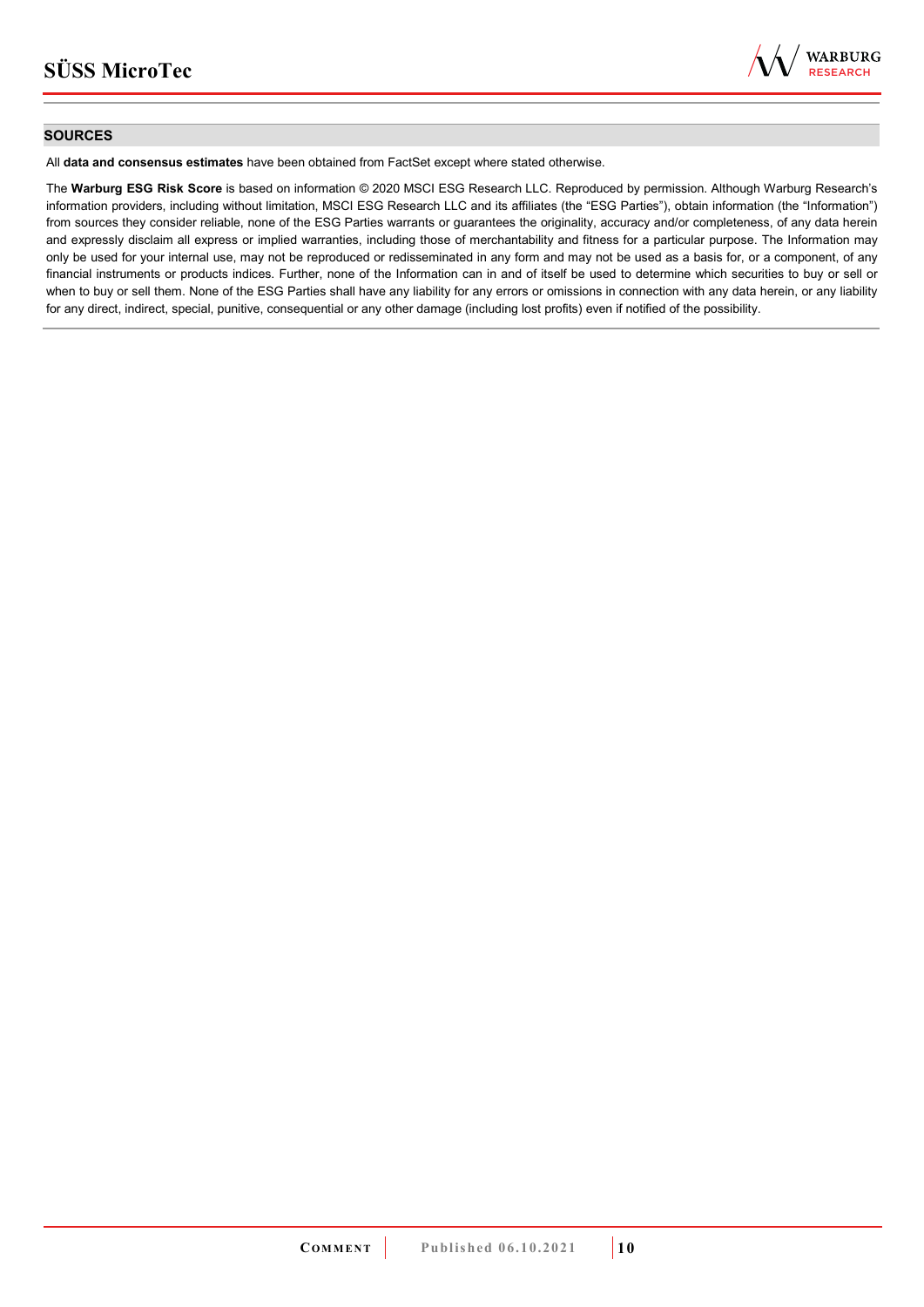## SOURCES

All **data and consensus estimates** have been obtained from FactSet except where stated otherwise.

The **Warburg ESG Risk Score** is based on information © 2020 MSCI ESG Research LLC. Reproduced by permission. Although Warburg Research's information providers, including without limitation, MSCI ESG Research LLC and its affiliates (the "ESG Parties"), obtain information (the "Information") from sources they consider reliable, none of the ESG Parties warrants or guarantees the originality, accuracy and/or completeness, of any data herein and expressly disclaim all express or implied warranties, including those of merchantability and fitness for a particular purpose. The Information may only be used for your internal use, may not be reproduced or redisseminated in any form and may not be used as a basis for, or a component, of any financial instruments or products indices. Further, none of the Information can in and of itself be used to determine which securities to buy or sell or when to buy or sell them. None of the ESG Parties shall have any liability for any errors or omissions in connection with any data herein, or any liability for any direct, indirect, special, punitive, consequential or any other damage (including lost profits) even if notified of the possibility.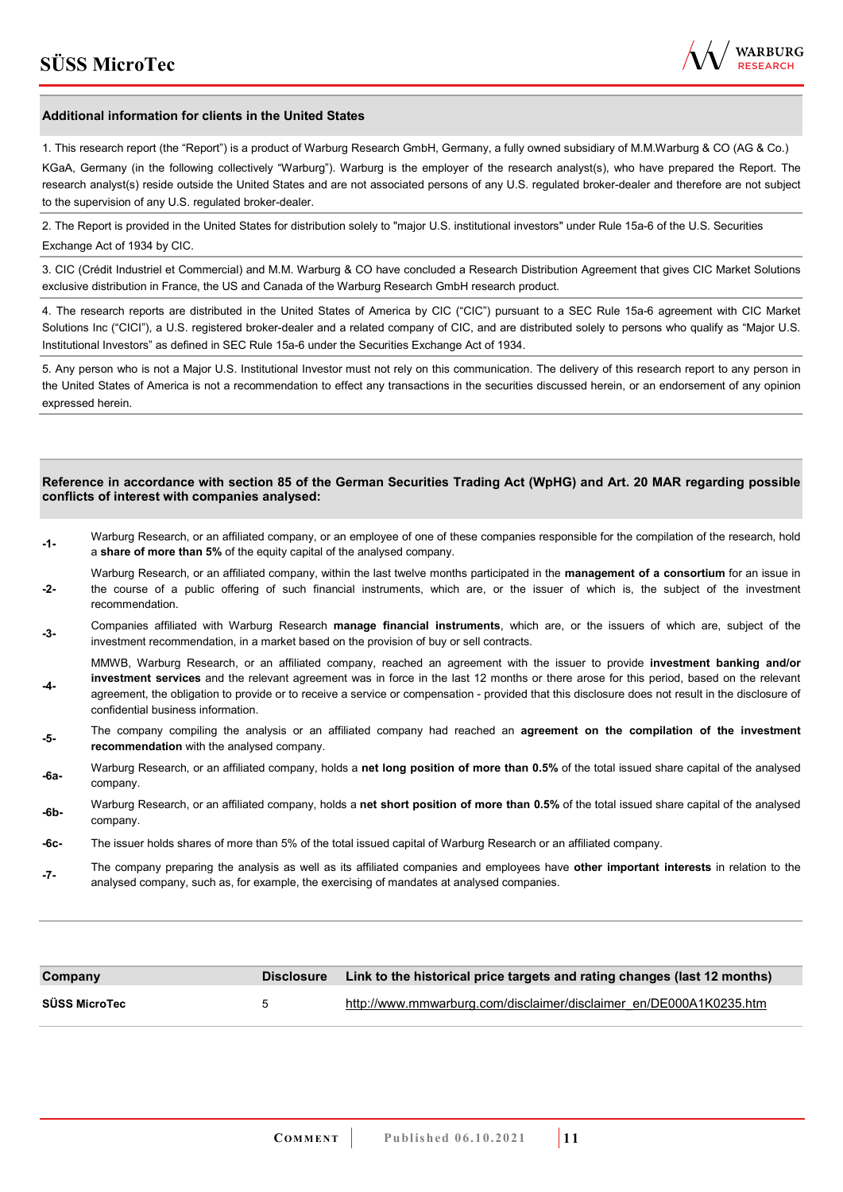### Additional information for clients in the United States

1. This research report (the "Report") is a product of Warburg Research GmbH, Germany, a fully owned subsidiary of M.M.Warburg & CO (AG & Co.) KGaA, Germany (in the following collectively "Warburg"). Warburg is the employer of the research analyst(s), who have prepared the Report. The research analyst(s) reside outside the United States and are not associated persons of any U.S. regulated broker-dealer and therefore are not subject to the supervision of any U.S. regulated broker-dealer.

2. The Report is provided in the United States for distribution solely to "major U.S. institutional investors" under Rule 15a-6 of the U.S. Securities Exchange Act of 1934 by CIC.

3. CIC (Crédit Industriel et Commercial) and M.M. Warburg & CO have concluded a Research Distribution Agreement that gives CIC Market Solutions exclusive distribution in France, the US and Canada of the Warburg Research GmbH research product.

4. The research reports are distributed in the United States of America by CIC ("CIC") pursuant to a SEC Rule 15a-6 agreement with CIC Market Solutions Inc ("CICI"), a U.S. registered broker-dealer and a related company of CIC, and are distributed solely to persons who qualify as "Major U.S. Institutional Investors" as defined in SEC Rule 15a-6 under the Securities Exchange Act of 1934.

5. Any person who is not a Major U.S. Institutional Investor must not rely on this communication. The delivery of this research report to any person in the United States of America is not a recommendation to effect any transactions in the securities discussed herein, or an endorsement of any opinion expressed herein.

### Reference in accordance with section 85 of the German Securities Trading Act (WpHG) and Art. 20 MAR regarding possible conflicts of interest with companies analysed:

- **-1-** Warburg Research, or an affiliated company, or an employee of one of these companies responsible for the compilation of the research, hold a **share of more than 5%** of the equity capital of the analysed company.
- **-2-** Warburg Research, or an affiliated company, within the last twelve months participated in the **management of a consortium** for an issue in the course of a public offering of such financial instruments, which are, or the issuer of which is, the subject of the investment recommendation.
- **-3-** Companies affiliated with Warburg Research **manage financial instruments**, which are, or the issuers of which are, subject of the investment recommendation, in a market based on the provision of buy or sell contracts.
- **-4-** MMWB, Warburg Research, or an affiliated company, reached an agreement with the issuer to provide **investment banking and/or investment services** and the relevant agreement was in force in the last 12 months or there arose for this period, based on the relevant agreement, the obligation to provide or to receive a service or compensation - provided that this disclosure does not result in the disclosure of confidential business information.
- **-5-** The company compiling the analysis or an affiliated company had reached an **agreement on the compilation of the investment recommendation** with the analysed company.
- **-6a-** Warburg Research, or an affiliated company, holds a **net long position of more than 0.5%** of the total issued share capital of the analysed company.
- **-6b-** Warburg Research, or an affiliated company, holds a **net short position of more than 0.5%** of the total issued share capital of the analysed company.
- **-6c-** The issuer holds shares of more than 5% of the total issued capital of Warburg Research or an affiliated company.
- **-7-** The company preparing the analysis as well as its affiliated companies and employees have **other important interests** in relation to the analysed company, such as, for example, the exercising of mandates at analysed companies.

| Company | Disclosure | Link to the historical price targets and rating changes (last 12 months) |
|---|---|---|
| SÜSS MicroTec | 5 | http://www.mmwarburg.com/disclaimer/disclaimer_en/DE000A1K0235.htm |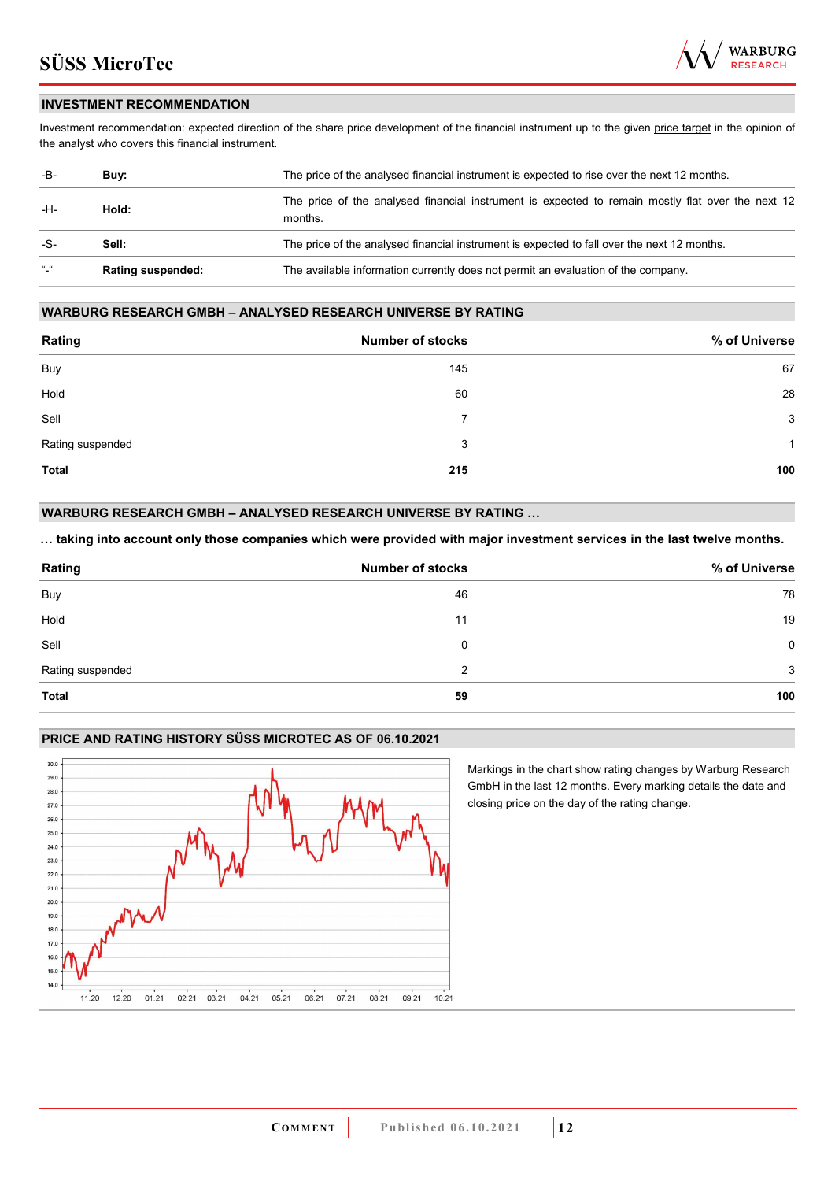## INVESTMENT RECOMMENDATION

Investment recommendation: expected direction of the share price development of the financial instrument up to the given price target in the opinion of the analyst who covers this financial instrument.

| | | |
|---|---|---|
| -B- | **Buy:** | The price of the analysed financial instrument is expected to rise over the next 12 months. |
| -H- | **Hold:** | The price of the analysed financial instrument is expected to remain mostly flat over the next 12 months. |
| -S- | **Sell:** | The price of the analysed financial instrument is expected to fall over the next 12 months. |
| "-" | **Rating suspended:** | The available information currently does not permit an evaluation of the company. |

## WARBURG RESEARCH GMBH – ANALYSED RESEARCH UNIVERSE BY RATING

| Rating | Number of stocks | % of Universe |
|---|---|---|
| Buy | 145 | 67 |
| Hold | 60 | 28 |
| Sell | 7 | 3 |
| Rating suspended | 3 | 1 |
| **Total** | **215** | **100** |

## WARBURG RESEARCH GMBH – ANALYSED RESEARCH UNIVERSE BY RATING …

**… taking into account only those companies which were provided with major investment services in the last twelve months.**

| Rating | Number of stocks | % of Universe |
|---|---|---|
| Buy | 46 | 78 |
| Hold | 11 | 19 |
| Sell | 0 | 0 |
| Rating suspended | 2 | 3 |
| **Total** | **59** | **100** |

## PRICE AND RATING HISTORY SÜSS MICROTEC AS OF 06.10.2021

Markings in the chart show rating changes by Warburg Research GmbH in the last 12 months. Every marking details the date and closing price on the day of the rating change.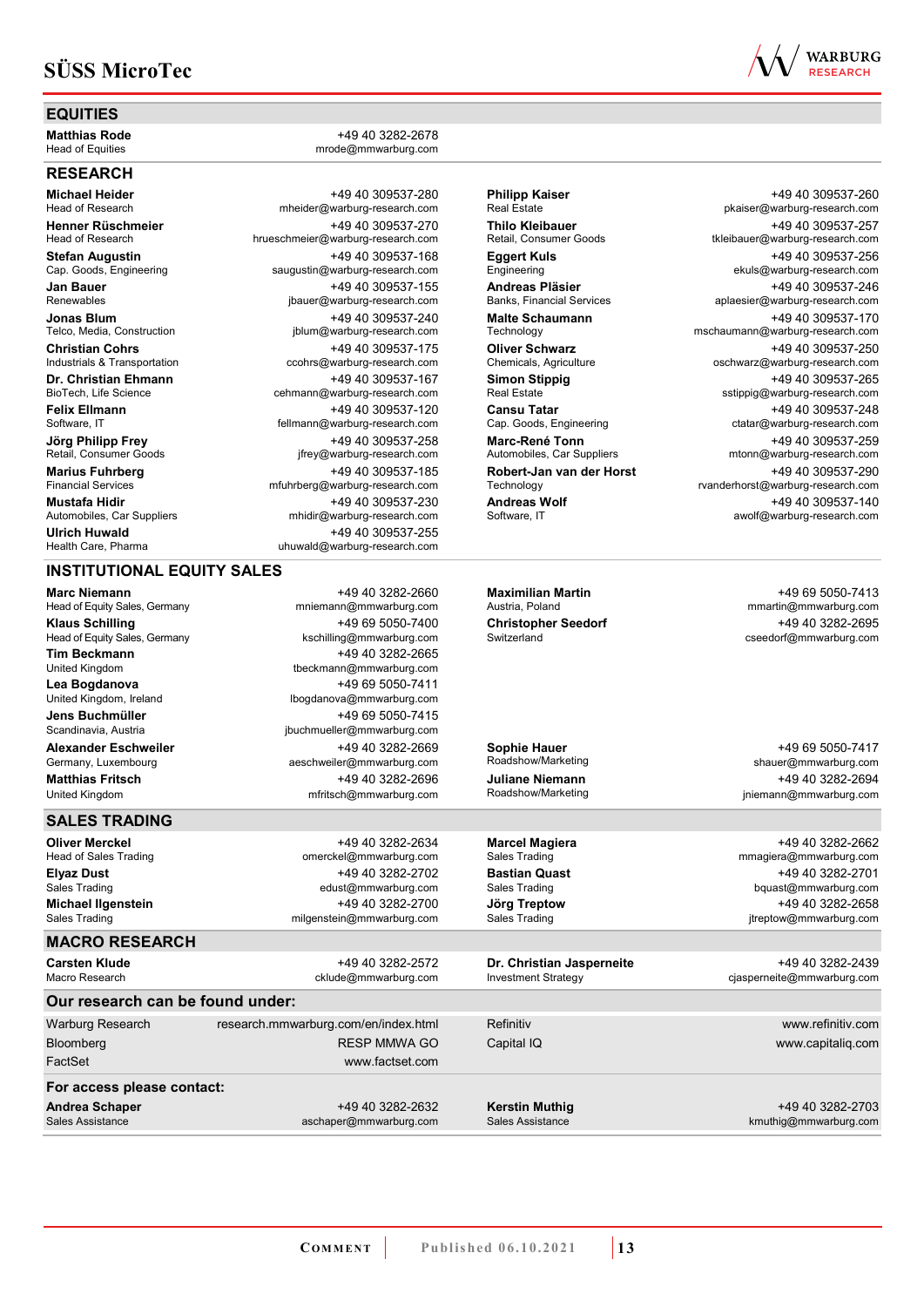## EQUITIES

| | |
|---|---|
| **Matthias Rode**<br>Head of Equities | +49 40 3282-2678<br>mrode@mmwarburg.com |

## RESEARCH

| | | | |
|---|---|---|---|
| **Michael Heider**<br>Head of Research | +49 40 309537-280<br>mheider@warburg-research.com | **Philipp Kaiser**<br>Real Estate | +49 40 309537-260<br>pkaiser@warburg-research.com |
| **Henner Rüschmeier**<br>Head of Research | +49 40 309537-270<br>hrueschmeier@warburg-research.com | **Thilo Kleibauer**<br>Retail, Consumer Goods | +49 40 309537-257<br>tkleibauer@warburg-research.com |
| **Stefan Augustin**<br>Cap. Goods, Engineering | +49 40 309537-168<br>saugustin@warburg-research.com | **Eggert Kuls**<br>Engineering | +49 40 309537-256<br>ekuls@warburg-research.com |
| **Jan Bauer**<br>Renewables | +49 40 309537-155<br>jbauer@warburg-research.com | **Andreas Pläsier**<br>Banks, Financial Services | +49 40 309537-246<br>aplaesier@warburg-research.com |
| **Jonas Blum**<br>Telco, Media, Construction | +49 40 309537-240<br>jblum@warburg-research.com | **Malte Schaumann**<br>Technology | +49 40 309537-170<br>mschaumann@warburg-research.com |
| **Christian Cohrs**<br>Industrials & Transportation | +49 40 309537-175<br>ccohrs@warburg-research.com | **Oliver Schwarz**<br>Chemicals, Agriculture | +49 40 309537-250<br>oschwarz@warburg-research.com |
| **Dr. Christian Ehmann**<br>BioTech, Life Science | +49 40 309537-167<br>cehmann@warburg-research.com | **Simon Stippig**<br>Real Estate | +49 40 309537-265<br>sstippig@warburg-research.com |
| **Felix Ellmann**<br>Software, IT | +49 40 309537-120<br>fellmann@warburg-research.com | **Cansu Tatar**<br>Cap. Goods, Engineering | +49 40 309537-248<br>ctatar@warburg-research.com |
| **Jörg Philipp Frey**<br>Retail, Consumer Goods | +49 40 309537-258<br>jfrey@warburg-research.com | **Marc-René Tonn**<br>Automobiles, Car Suppliers | +49 40 309537-259<br>mtonn@warburg-research.com |
| **Marius Fuhrberg**<br>Financial Services | +49 40 309537-185<br>mfuhrberg@warburg-research.com | **Robert-Jan van der Horst**<br>Technology | +49 40 309537-290<br>rvanderhorst@warburg-research.com |
| **Mustafa Hidir**<br>Automobiles, Car Suppliers | +49 40 309537-230<br>mhidir@warburg-research.com | **Andreas Wolf**<br>Software, IT | +49 40 309537-140<br>awolf@warburg-research.com |
| **Ulrich Huwald**<br>Health Care, Pharma | +49 40 309537-255<br>uhuwald@warburg-research.com | | |

## INSTITUTIONAL EQUITY SALES

| | | | |
|---|---|---|---|
| **Marc Niemann**<br>Head of Equity Sales, Germany | +49 40 3282-2660<br>mniemann@mmwarburg.com | **Maximilian Martin**<br>Austria, Poland | +49 69 5050-7413<br>mmartin@mmwarburg.com |
| **Klaus Schilling**<br>Head of Equity Sales, Germany | +49 69 5050-7400<br>kschilling@mmwarburg.com | **Christopher Seedorf**<br>Switzerland | +49 40 3282-2695<br>cseedorf@mmwarburg.com |
| **Tim Beckmann**<br>United Kingdom | +49 40 3282-2665<br>tbeckmann@mmwarburg.com | | |
| **Lea Bogdanova**<br>United Kingdom, Ireland | +49 69 5050-7411<br>lbogdanova@mmwarburg.com | | |
| **Jens Buchmüller**<br>Scandinavia, Austria | +49 69 5050-7415<br>jbuchmueller@mmwarburg.com | | |
| **Alexander Eschweiler**<br>Germany, Luxembourg | +49 40 3282-2669<br>aeschweiler@mmwarburg.com | **Sophie Hauer**<br>Roadshow/Marketing | +49 69 5050-7417<br>shauer@mmwarburg.com |
| **Matthias Fritsch**<br>United Kingdom | +49 40 3282-2696<br>mfritsch@mmwarburg.com | **Juliane Niemann**<br>Roadshow/Marketing | +49 40 3282-2694<br>jniemann@mmwarburg.com |

## SALES TRADING

| | | | |
|---|---|---|---|
| **Oliver Merckel**<br>Head of Sales Trading | +49 40 3282-2634<br>omerckel@mmwarburg.com | **Marcel Magiera**<br>Sales Trading | +49 40 3282-2662<br>mmagiera@mmwarburg.com |
| **Elyaz Dust**<br>Sales Trading | +49 40 3282-2702<br>edust@mmwarburg.com | **Bastian Quast**<br>Sales Trading | +49 40 3282-2701<br>bquast@mmwarburg.com |
| **Michael Ilgenstein**<br>Sales Trading | +49 40 3282-2700<br>milgenstein@mmwarburg.com | **Jörg Treptow**<br>Sales Trading | +49 40 3282-2658<br>jtreptow@mmwarburg.com |

## MACRO RESEARCH

| | | | |
|---|---|---|---|
| **Carsten Klude**<br>Macro Research | +49 40 3282-2572<br>cklude@mmwarburg.com | **Dr. Christian Jasperneite**<br>Investment Strategy | +49 40 3282-2439<br>cjasperneite@mmwarburg.com |

## Our research can be found under:

| | | | |
|---|---|---|---|
| Warburg Research | research.mmwarburg.com/en/index.html | Refinitiv | www.refinitiv.com |
| Bloomberg | RESP MMWA GO | Capital IQ | www.capitaliq.com |
| FactSet | www.factset.com | | |

### For access please contact:

| | | | |
|---|---|---|---|
| **Andrea Schaper**<br>Sales Assistance | +49 40 3282-2632<br>aschaper@mmwarburg.com | **Kerstin Muthig**<br>Sales Assistance | +49 40 3282-2703<br>kmuthig@mmwarburg.com |